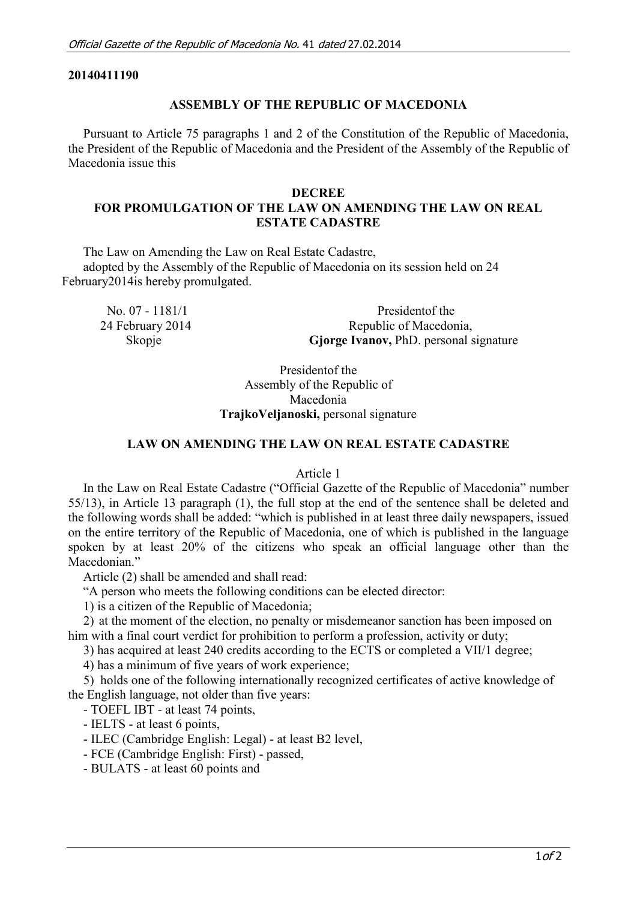**20140411190**

**ASSEMBLY OF THE REPUBLIC OF MACEDONIA**

Pursuant to Article 75 paragraphs 1 and 2 of the Constitution of the Republic of Macedonia, the President of the Republic of Macedonia and the President of the Assembly of the Republic of Macedonia issue this

**DECREE**
**FOR PROMULGATION OF THE LAW ON AMENDING THE LAW ON REAL ESTATE CADASTRE**

The Law on Amending the Law on Real Estate Cadastre,
adopted by the Assembly of the Republic of Macedonia on its session held on 24 February2014is hereby promulgated.

No. 07 - 1181/1
24 February 2014
Skopje

Presidentof the
Republic of Macedonia,
**Gjorge Ivanov,** PhD. personal signature

Presidentof the
Assembly of the Republic of
Macedonia
**TrajkoVeljanoski,** personal signature

**LAW ON AMENDING THE LAW ON REAL ESTATE CADASTRE**

Article 1

In the Law on Real Estate Cadastre ("Official Gazette of the Republic of Macedonia" number 55/13), in Article 13 paragraph (1), the full stop at the end of the sentence shall be deleted and the following words shall be added: "which is published in at least three daily newspapers, issued on the entire territory of the Republic of Macedonia, one of which is published in the language spoken by at least 20% of the citizens who speak an official language other than the Macedonian."

Article (2) shall be amended and shall read:

"A person who meets the following conditions can be elected director:

1) is a citizen of the Republic of Macedonia;

2) at the moment of the election, no penalty or misdemeanor sanction has been imposed on him with a final court verdict for prohibition to perform a profession, activity or duty;

3) has acquired at least 240 credits according to the ECTS or completed a VII/1 degree;

4) has a minimum of five years of work experience;

5) holds one of the following internationally recognized certificates of active knowledge of the English language, not older than five years:

- TOEFL IBT - at least 74 points,
- IELTS - at least 6 points,
- ILEC (Cambridge English: Legal) - at least B2 level,
- FCE (Cambridge English: First) - passed,
- BULATS - at least 60 points and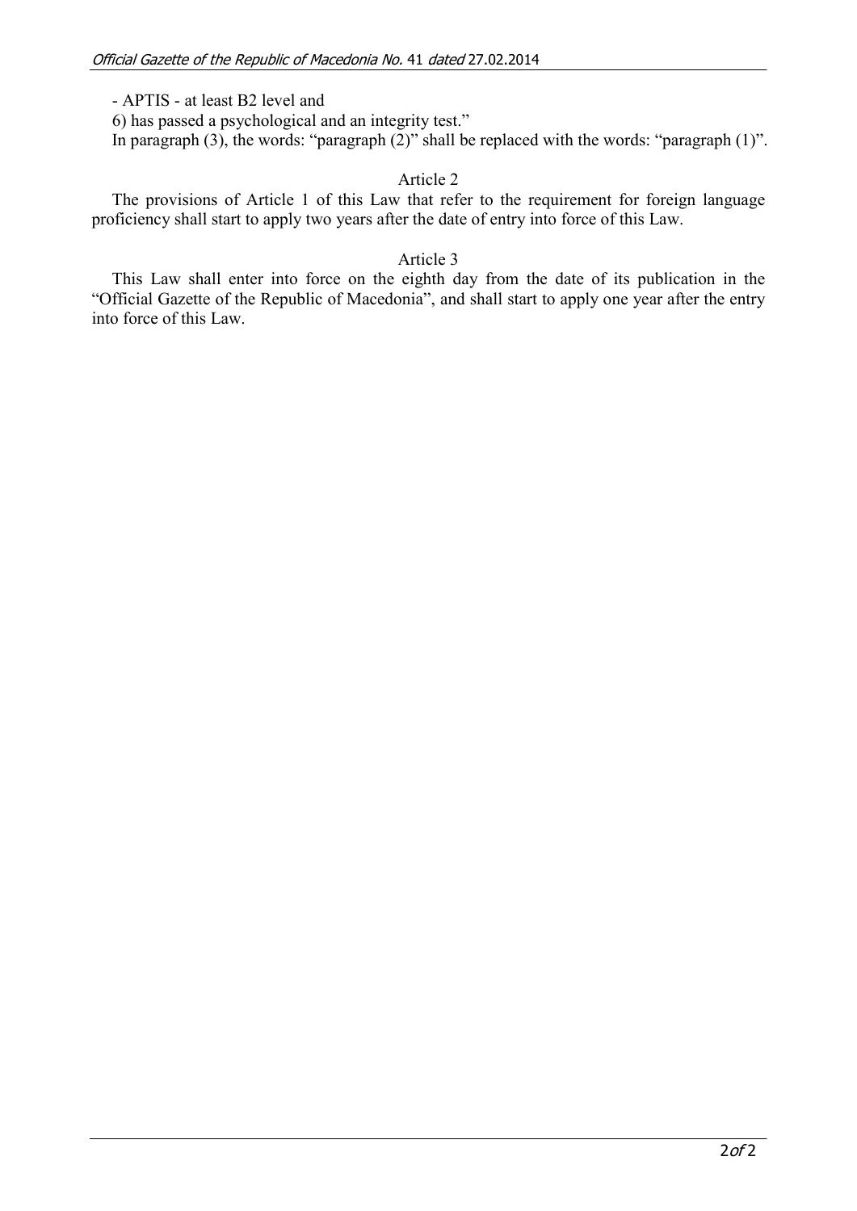- APTIS - at least B2 level and

6) has passed a psychological and an integrity test."

In paragraph (3), the words: "paragraph (2)" shall be replaced with the words: "paragraph (1)".

Article 2

The provisions of Article 1 of this Law that refer to the requirement for foreign language proficiency shall start to apply two years after the date of entry into force of this Law.

Article 3

This Law shall enter into force on the eighth day from the date of its publication in the "Official Gazette of the Republic of Macedonia", and shall start to apply one year after the entry into force of this Law.